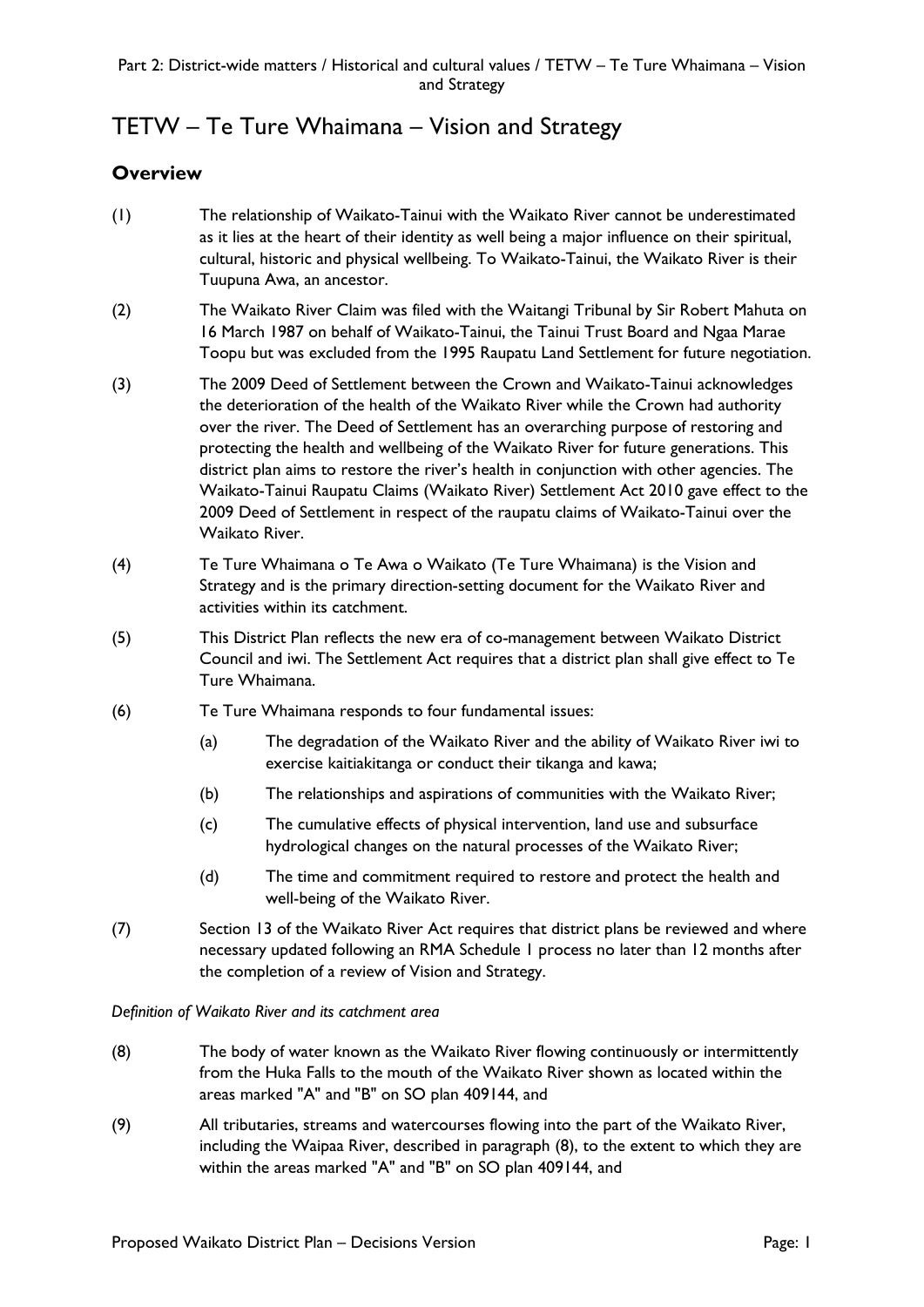# TETW – Te Ture Whaimana – Vision and Strategy

## Overview

(1) The relationship of Waikato-Tainui with the Waikato River cannot be underestimated as it lies at the heart of their identity as well being a major influence on their spiritual, cultural, historic and physical wellbeing. To Waikato-Tainui, the Waikato River is their Tuupuna Awa, an ancestor.

(2) The Waikato River Claim was filed with the Waitangi Tribunal by Sir Robert Mahuta on 16 March 1987 on behalf of Waikato-Tainui, the Tainui Trust Board and Ngaa Marae Toopu but was excluded from the 1995 Raupatu Land Settlement for future negotiation.

(3) The 2009 Deed of Settlement between the Crown and Waikato-Tainui acknowledges the deterioration of the health of the Waikato River while the Crown had authority over the river. The Deed of Settlement has an overarching purpose of restoring and protecting the health and wellbeing of the Waikato River for future generations. This district plan aims to restore the river's health in conjunction with other agencies. The Waikato-Tainui Raupatu Claims (Waikato River) Settlement Act 2010 gave effect to the 2009 Deed of Settlement in respect of the raupatu claims of Waikato-Tainui over the Waikato River.

(4) Te Ture Whaimana o Te Awa o Waikato (Te Ture Whaimana) is the Vision and Strategy and is the primary direction-setting document for the Waikato River and activities within its catchment.

(5) This District Plan reflects the new era of co-management between Waikato District Council and iwi. The Settlement Act requires that a district plan shall give effect to Te Ture Whaimana.

(6) Te Ture Whaimana responds to four fundamental issues:

- (a) The degradation of the Waikato River and the ability of Waikato River iwi to exercise kaitiakitanga or conduct their tikanga and kawa;
- (b) The relationships and aspirations of communities with the Waikato River;
- (c) The cumulative effects of physical intervention, land use and subsurface hydrological changes on the natural processes of the Waikato River;
- (d) The time and commitment required to restore and protect the health and well-being of the Waikato River.

(7) Section 13 of the Waikato River Act requires that district plans be reviewed and where necessary updated following an RMA Schedule 1 process no later than 12 months after the completion of a review of Vision and Strategy.

*Definition of Waikato River and its catchment area*

(8) The body of water known as the Waikato River flowing continuously or intermittently from the Huka Falls to the mouth of the Waikato River shown as located within the areas marked "A" and "B" on SO plan 409144, and

(9) All tributaries, streams and watercourses flowing into the part of the Waikato River, including the Waipaa River, described in paragraph (8), to the extent to which they are within the areas marked "A" and "B" on SO plan 409144, and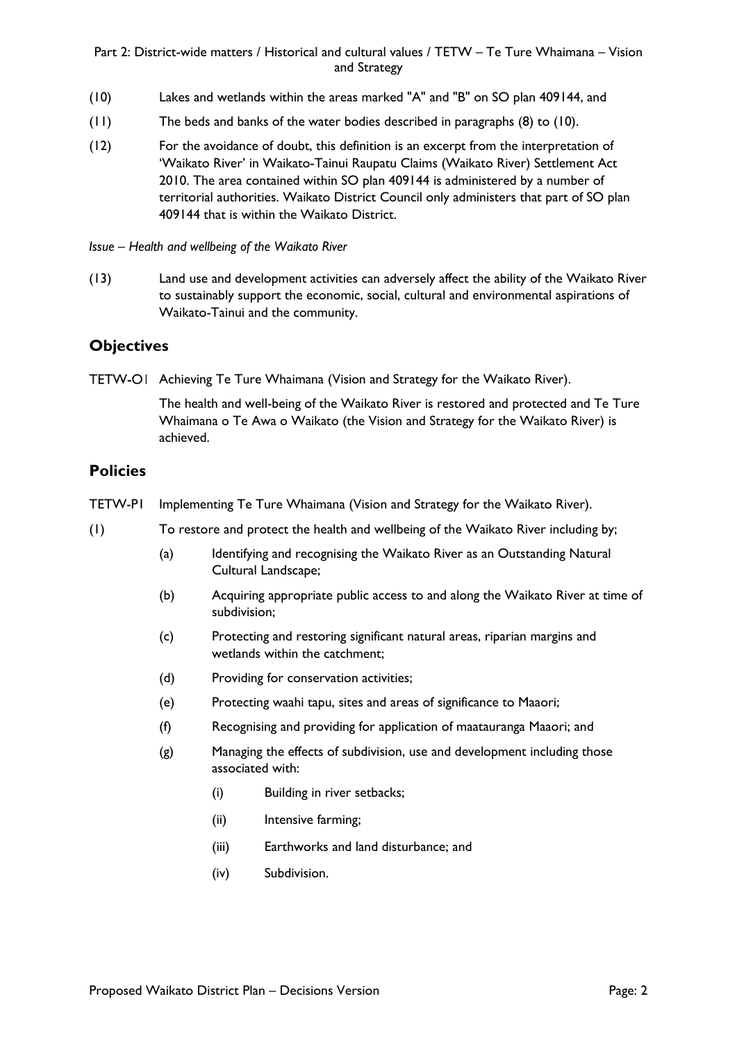(10) Lakes and wetlands within the areas marked "A" and "B" on SO plan 409144, and

(11) The beds and banks of the water bodies described in paragraphs (8) to (10).

(12) For the avoidance of doubt, this definition is an excerpt from the interpretation of 'Waikato River' in Waikato-Tainui Raupatu Claims (Waikato River) Settlement Act 2010. The area contained within SO plan 409144 is administered by a number of territorial authorities. Waikato District Council only administers that part of SO plan 409144 that is within the Waikato District.

*Issue – Health and wellbeing of the Waikato River*

(13) Land use and development activities can adversely affect the ability of the Waikato River to sustainably support the economic, social, cultural and environmental aspirations of Waikato-Tainui and the community.

## Objectives

TETW-O1 Achieving Te Ture Whaimana (Vision and Strategy for the Waikato River).

The health and well-being of the Waikato River is restored and protected and Te Ture Whaimana o Te Awa o Waikato (the Vision and Strategy for the Waikato River) is achieved.

## Policies

TETW-P1 Implementing Te Ture Whaimana (Vision and Strategy for the Waikato River).

(1) To restore and protect the health and wellbeing of the Waikato River including by;

- (a) Identifying and recognising the Waikato River as an Outstanding Natural Cultural Landscape;
- (b) Acquiring appropriate public access to and along the Waikato River at time of subdivision;
- (c) Protecting and restoring significant natural areas, riparian margins and wetlands within the catchment;
- (d) Providing for conservation activities;
- (e) Protecting waahi tapu, sites and areas of significance to Maaori;
- (f) Recognising and providing for application of maatauranga Maaori; and
- (g) Managing the effects of subdivision, use and development including those associated with:
  - (i) Building in river setbacks;
  - (ii) Intensive farming;
  - (iii) Earthworks and land disturbance; and
  - (iv) Subdivision.